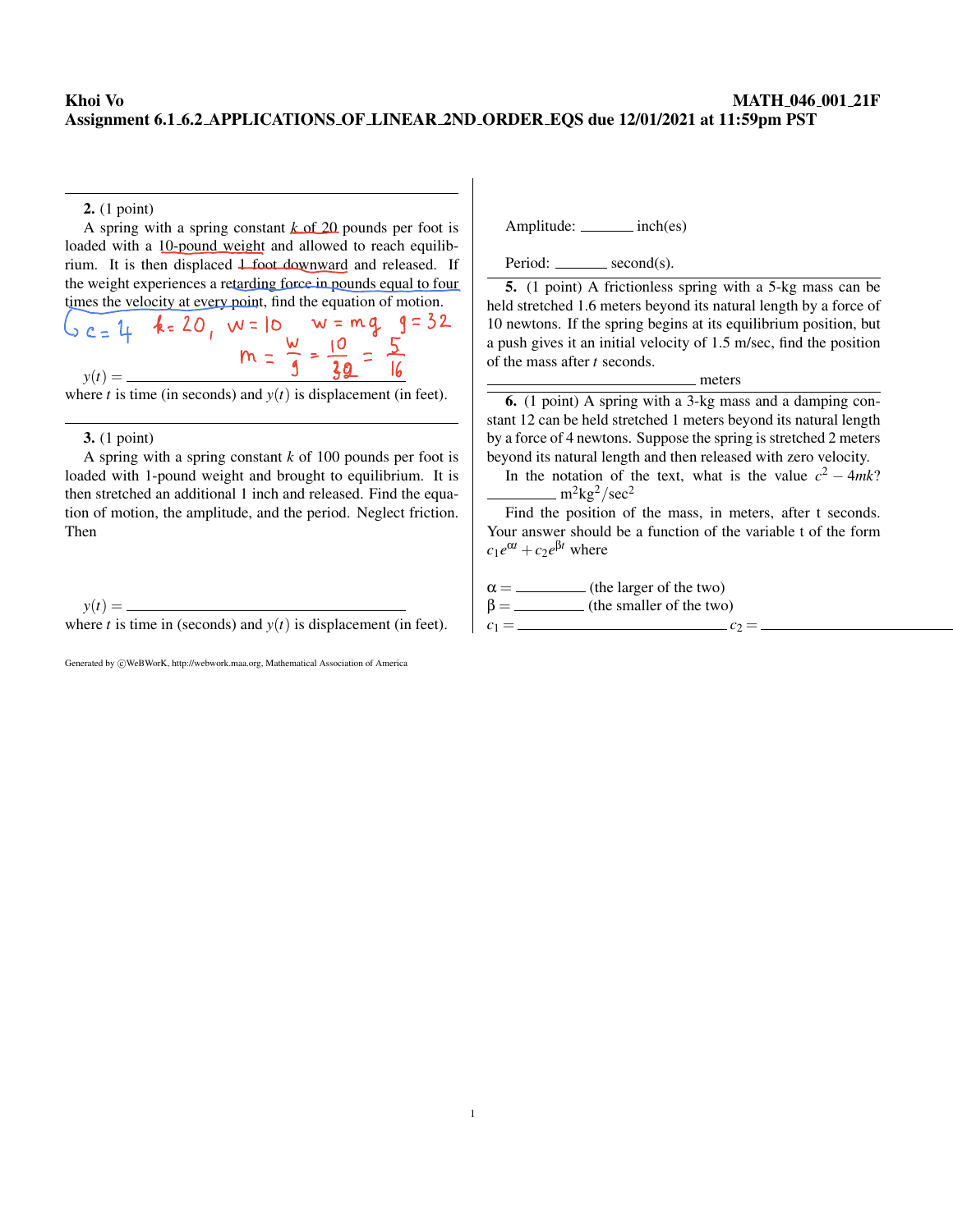**Khoi Vo** **MATH_046_001_21F**

**Assignment 6.1_6.2_APPLICATIONS_OF_LINEAR_2ND_ORDER_EQS due 12/01/2021 at 11:59pm PST**

---

**2.** (1 point)

A spring with a spring constant $k$ of 20 pounds per foot is loaded with a 10-pound weight and allowed to reach equilibrium. It is then displaced 1 foot downward and released. If the weight experiences a retarding force in pounds equal to four times the velocity at every point, find the equation of motion.

$c = 4$  $k = 20$, $w = 10$  $w = mg$  $g = 32$

$m = \frac{w}{g} = \frac{10}{32} = \frac{5}{16}$

$y(t) =$ \_\_\_\_\_\_\_\_\_\_\_\_\_\_\_\_\_\_\_\_\_\_\_\_\_\_\_\_\_\_

where $t$ is time (in seconds) and $y(t)$ is displacement (in feet).

---

**3.** (1 point)

A spring with a spring constant $k$ of 100 pounds per foot is loaded with 1-pound weight and brought to equilibrium. It is then stretched an additional 1 inch and released. Find the equation of motion, the amplitude, and the period. Neglect friction. Then

$y(t) =$ \_\_\_\_\_\_\_\_\_\_\_\_\_\_\_\_\_\_\_\_\_\_\_\_\_\_\_\_\_\_

where $t$ is time in (seconds) and $y(t)$ is displacement (in feet).

Amplitude: \_\_\_\_\_\_\_ inch(es)

Period: \_\_\_\_\_\_\_ second(s).

---

**5.** (1 point) A frictionless spring with a 5-kg mass can be held stretched 1.6 meters beyond its natural length by a force of 10 newtons. If the spring begins at its equilibrium position, but a push gives it an initial velocity of 1.5 m/sec, find the position of the mass after $t$ seconds.

\_\_\_\_\_\_\_\_\_\_\_\_\_\_\_\_\_\_\_\_\_\_\_\_\_ meters

---

**6.** (1 point) A spring with a 3-kg mass and a damping constant 12 can be held stretched 1 meters beyond its natural length by a force of 4 newtons. Suppose the spring is stretched 2 meters beyond its natural length and then released with zero velocity.

In the notation of the text, what is the value $c^2 - 4mk$? \_\_\_\_\_\_\_\_\_ $\text{m}^2\text{kg}^2/\text{sec}^2$

Find the position of the mass, in meters, after t seconds. Your answer should be a function of the variable t of the form $c_1 e^{\alpha t} + c_2 e^{\beta t}$ where

$\alpha =$ \_\_\_\_\_\_\_\_\_ (the larger of the two)

$\beta =$ \_\_\_\_\_\_\_\_\_ (the smaller of the two)

$c_1 =$ \_\_\_\_\_\_\_\_\_\_\_\_\_\_\_\_\_\_\_\_\_\_\_\_\_\_ $c_2 =$ \_\_\_\_\_\_\_\_\_\_\_\_\_\_\_\_\_\_\_\_\_\_\_\_\_\_

Generated by ©WeBWorK, http://webwork.maa.org, Mathematical Association of America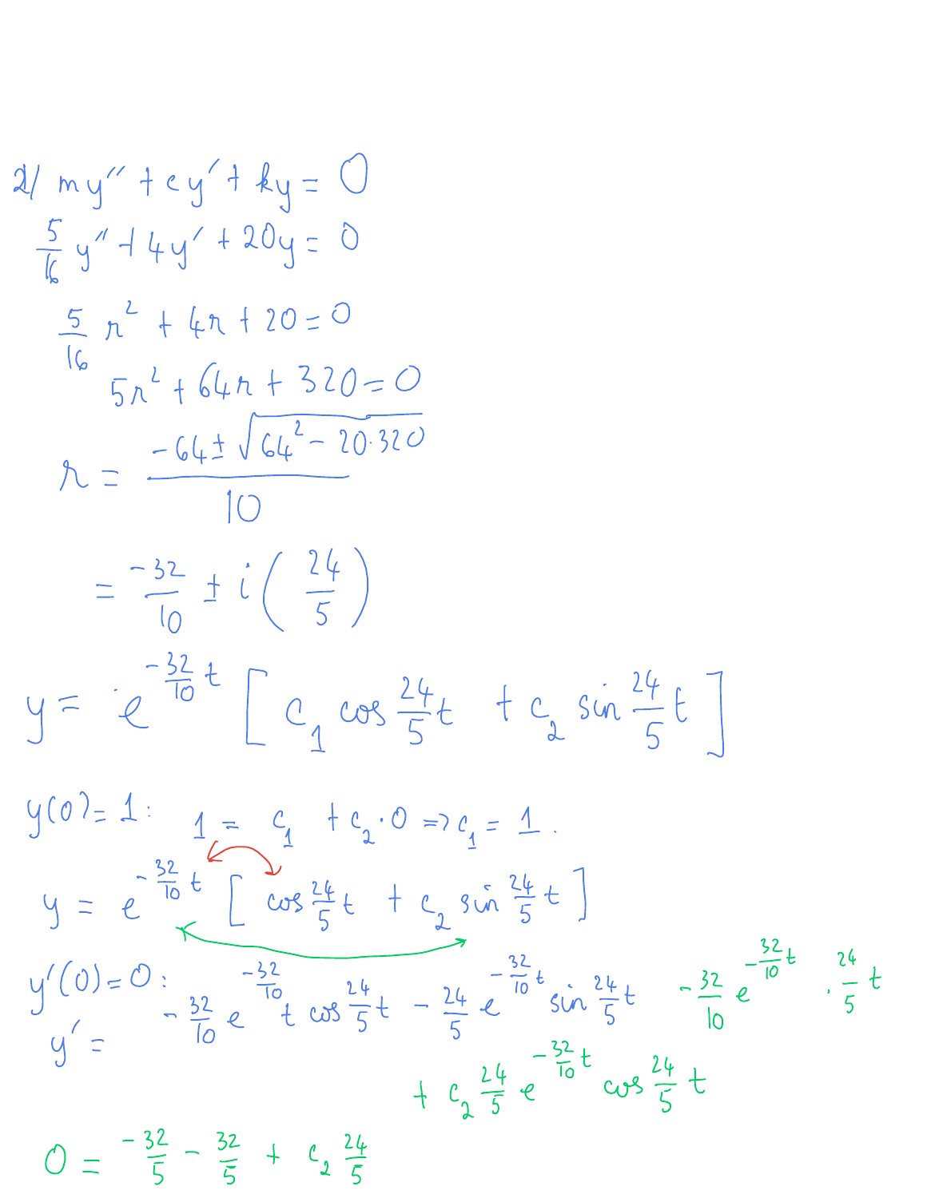2/ $my'' + cy' + ky = 0$

$$\frac{5}{16} y'' + 4y' + 20y = 0$$

$$\frac{5}{16} r^2 + 4r + 20 = 0$$

$$5r^2 + 64r + 320 = 0$$

$$r = \frac{-64 \pm \sqrt{64^2 - 20 \cdot 320}}{10}$$

$$= \frac{-32}{10} \pm i\left(\frac{24}{5}\right)$$

$$y = e^{-\frac{32}{10}t} \left[ c_1 \cos \frac{24}{5}t + c_2 \sin \frac{24}{5}t \right]$$

$y(0) = 1$: $\quad 1 = c_1 + c_2 \cdot 0 \Rightarrow c_1 = 1.$

$$y = e^{-\frac{32}{10}t} \left[ \cos \frac{24}{5}t + c_2 \sin \frac{24}{5}t \right]$$

$y'(0) = 0$:

$$y' = -\frac{32}{10} e^{-\frac{32}{10}t} \cos \frac{24}{5}t - \frac{24}{5} e^{-\frac{32}{10}t} \sin \frac{24}{5}t - \frac{32}{10} e^{-\frac{32}{10}t} \cdot \frac{24}{5}t$$

$$+ c_2 \frac{24}{5} e^{-\frac{32}{10}t} \cos \frac{24}{5}t$$

$$0 = \frac{-32}{5} - \frac{32}{5} + c_2 \frac{24}{5}$$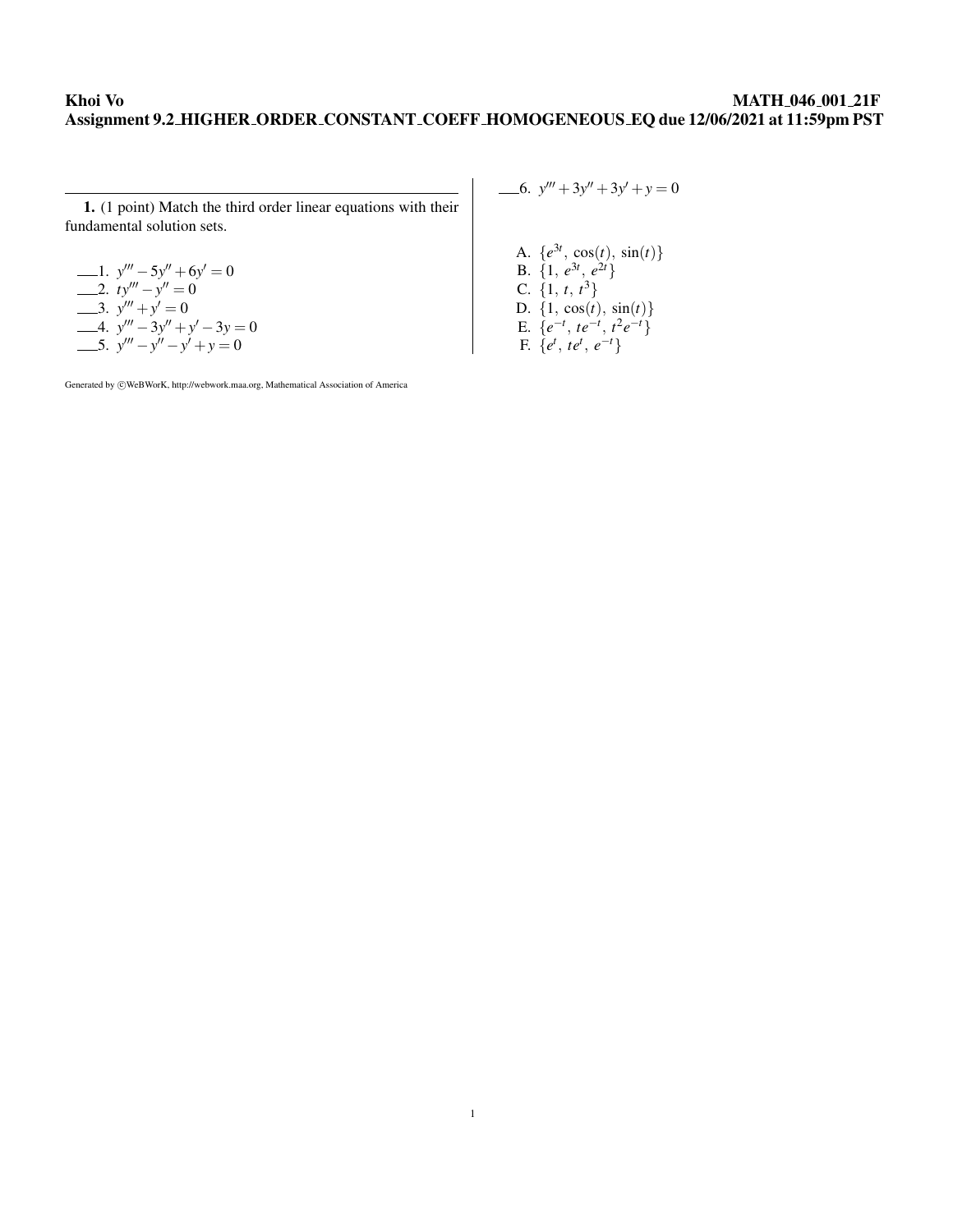**1.** (1 point) Match the third order linear equations with their fundamental solution sets.

\_\_\_1. $y''' - 5y'' + 6y' = 0$  
\_\_\_2. $ty''' - y'' = 0$  
\_\_\_3. $y''' + y' = 0$  
\_\_\_4. $y''' - 3y'' + y' - 3y = 0$  
\_\_\_5. $y''' - y'' - y' + y = 0$  
\_\_\_6. $y''' + 3y'' + 3y' + y = 0$

A. $\{e^{3t},\ \cos(t),\ \sin(t)\}$  
B. $\{1,\ e^{3t},\ e^{2t}\}$  
C. $\{1,\ t,\ t^3\}$  
D. $\{1,\ \cos(t),\ \sin(t)\}$  
E. $\{e^{-t},\ te^{-t},\ t^2e^{-t}\}$  
F. $\{e^{t},\ te^{t},\ e^{-t}\}$

Generated by ©WeBWorK, http://webwork.maa.org, Mathematical Association of America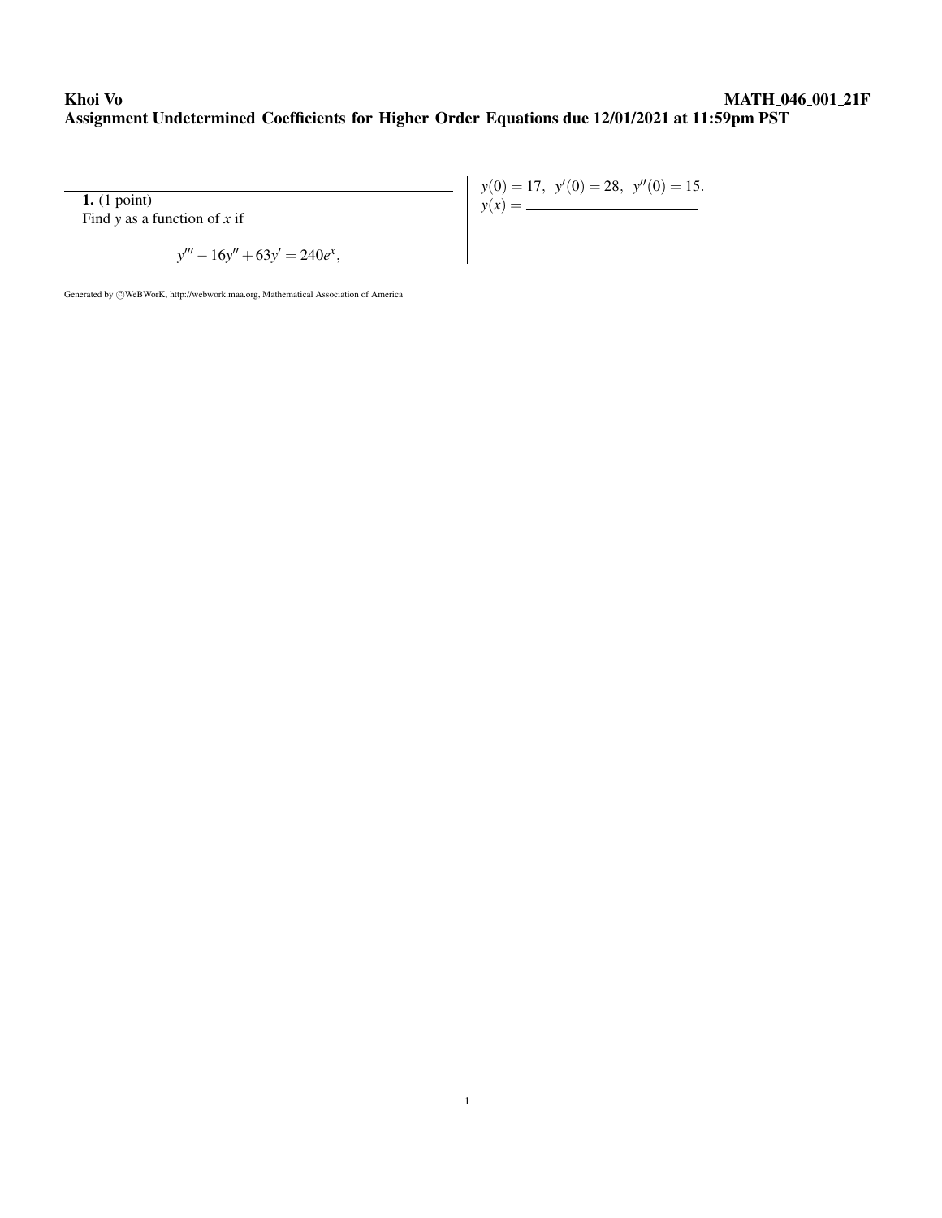**Khoi Vo** **MATH_046_001_21F**

**Assignment Undetermined_Coefficients_for_Higher_Order_Equations due 12/01/2021 at 11:59pm PST**

---

**1.** (1 point)
Find $y$ as a function of $x$ if

$$y''' - 16y'' + 63y' = 240e^x,$$

$y(0) = 17, \;\; y'(0) = 28, \;\; y''(0) = 15.$

$y(x) =$ ____________________

Generated by ©WeBWorK, http://webwork.maa.org, Mathematical Association of America